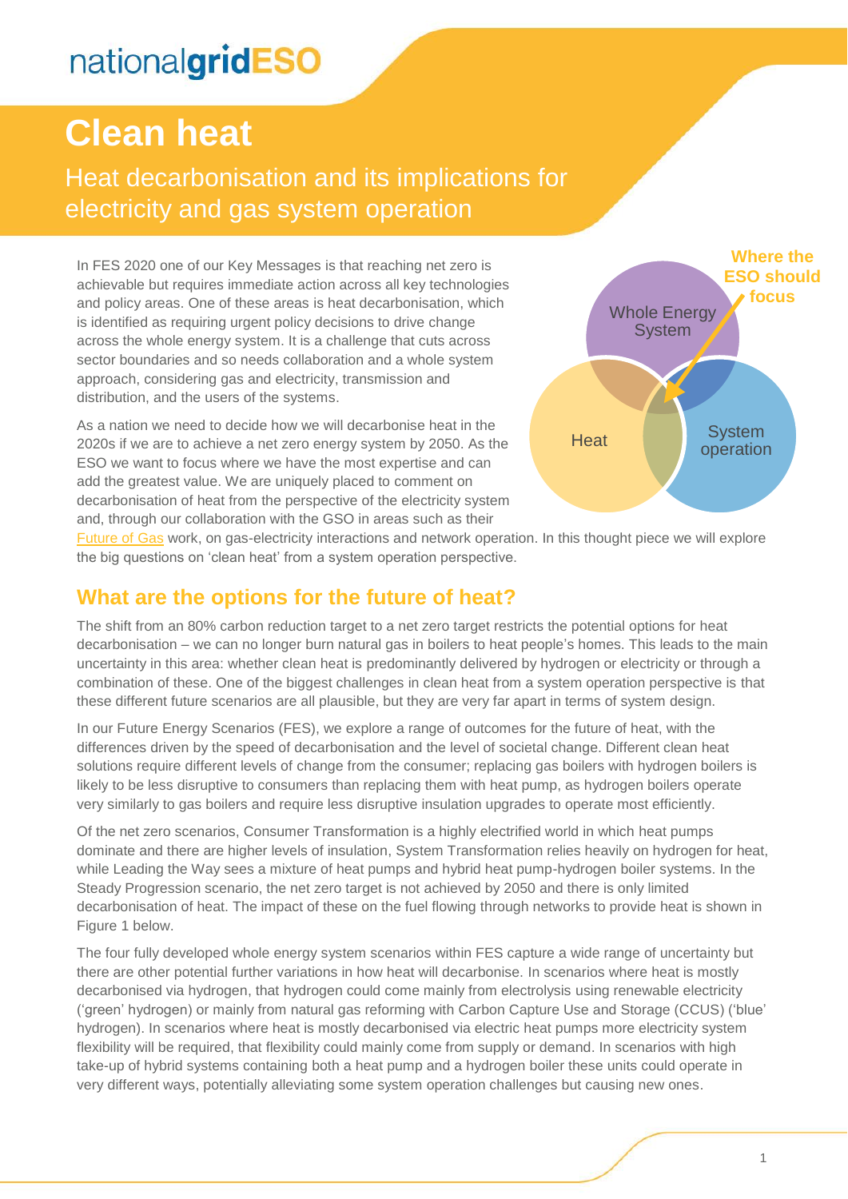# Clean heat

## Heat decarbonisation and its implications for electricity and gas system operation

In FES 2020 one of our Key Messages is that reaching net zero is achievable but requires immediate action across all key technologies and policy areas. One of these areas is heat decarbonisation, which is identified as requiring urgent policy decisions to drive change across the whole energy system. It is a challenge that cuts across sector boundaries and so needs collaboration and a whole system approach, considering gas and electricity, transmission and distribution, and the users of the systems.

As a nation we need to decide how we will decarbonise heat in the 2020s if we are to achieve a net zero energy system by 2050. As the ESO we want to focus where we have the most expertise and can add the greatest value. We are uniquely placed to comment on decarbonisation of heat from the perspective of the electricity system and, through our collaboration with the GSO in areas such as their Future of Gas work, on gas-electricity interactions and network operation. In this thought piece we will explore the big questions on 'clean heat' from a system operation perspective.

Whole Energy System | Heat | System operation | Where the ESO should focus

## What are the options for the future of heat?

The shift from an 80% carbon reduction target to a net zero target restricts the potential options for heat decarbonisation – we can no longer burn natural gas in boilers to heat people's homes. This leads to the main uncertainty in this area: whether clean heat is predominantly delivered by hydrogen or electricity or through a combination of these. One of the biggest challenges in clean heat from a system operation perspective is that these different future scenarios are all plausible, but they are very far apart in terms of system design.

In our Future Energy Scenarios (FES), we explore a range of outcomes for the future of heat, with the differences driven by the speed of decarbonisation and the level of societal change. Different clean heat solutions require different levels of change from the consumer; replacing gas boilers with hydrogen boilers is likely to be less disruptive to consumers than replacing them with heat pump, as hydrogen boilers operate very similarly to gas boilers and require less disruptive insulation upgrades to operate most efficiently.

Of the net zero scenarios, Consumer Transformation is a highly electrified world in which heat pumps dominate and there are higher levels of insulation, System Transformation relies heavily on hydrogen for heat, while Leading the Way sees a mixture of heat pumps and hybrid heat pump-hydrogen boiler systems. In the Steady Progression scenario, the net zero target is not achieved by 2050 and there is only limited decarbonisation of heat. The impact of these on the fuel flowing through networks to provide heat is shown in Figure 1 below.

The four fully developed whole energy system scenarios within FES capture a wide range of uncertainty but there are other potential further variations in how heat will decarbonise. In scenarios where heat is mostly decarbonised via hydrogen, that hydrogen could come mainly from electrolysis using renewable electricity ('green' hydrogen) or mainly from natural gas reforming with Carbon Capture Use and Storage (CCUS) ('blue' hydrogen). In scenarios where heat is mostly decarbonised via electric heat pumps more electricity system flexibility will be required, that flexibility could mainly come from supply or demand. In scenarios with high take-up of hybrid systems containing both a heat pump and a hydrogen boiler these units could operate in very different ways, potentially alleviating some system operation challenges but causing new ones.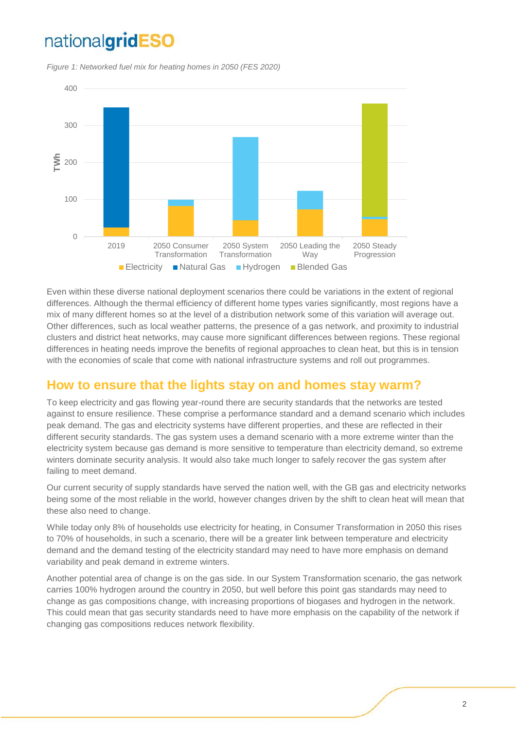*Figure 1: Networked fuel mix for heating homes in 2050 (FES 2020)*

Even within these diverse national deployment scenarios there could be variations in the extent of regional differences. Although the thermal efficiency of different home types varies significantly, most regions have a mix of many different homes so at the level of a distribution network some of this variation will average out. Other differences, such as local weather patterns, the presence of a gas network, and proximity to industrial clusters and district heat networks, may cause more significant differences between regions. These regional differences in heating needs improve the benefits of regional approaches to clean heat, but this is in tension with the economies of scale that come with national infrastructure systems and roll out programmes.

## How to ensure that the lights stay on and homes stay warm?

To keep electricity and gas flowing year-round there are security standards that the networks are tested against to ensure resilience. These comprise a performance standard and a demand scenario which includes peak demand. The gas and electricity systems have different properties, and these are reflected in their different security standards. The gas system uses a demand scenario with a more extreme winter than the electricity system because gas demand is more sensitive to temperature than electricity demand, so extreme winters dominate security analysis. It would also take much longer to safely recover the gas system after failing to meet demand.

Our current security of supply standards have served the nation well, with the GB gas and electricity networks being some of the most reliable in the world, however changes driven by the shift to clean heat will mean that these also need to change.

While today only 8% of households use electricity for heating, in Consumer Transformation in 2050 this rises to 70% of households, in such a scenario, there will be a greater link between temperature and electricity demand and the demand testing of the electricity standard may need to have more emphasis on demand variability and peak demand in extreme winters.

Another potential area of change is on the gas side. In our System Transformation scenario, the gas network carries 100% hydrogen around the country in 2050, but well before this point gas standards may need to change as gas compositions change, with increasing proportions of biogases and hydrogen in the network. This could mean that gas security standards need to have more emphasis on the capability of the network if changing gas compositions reduces network flexibility.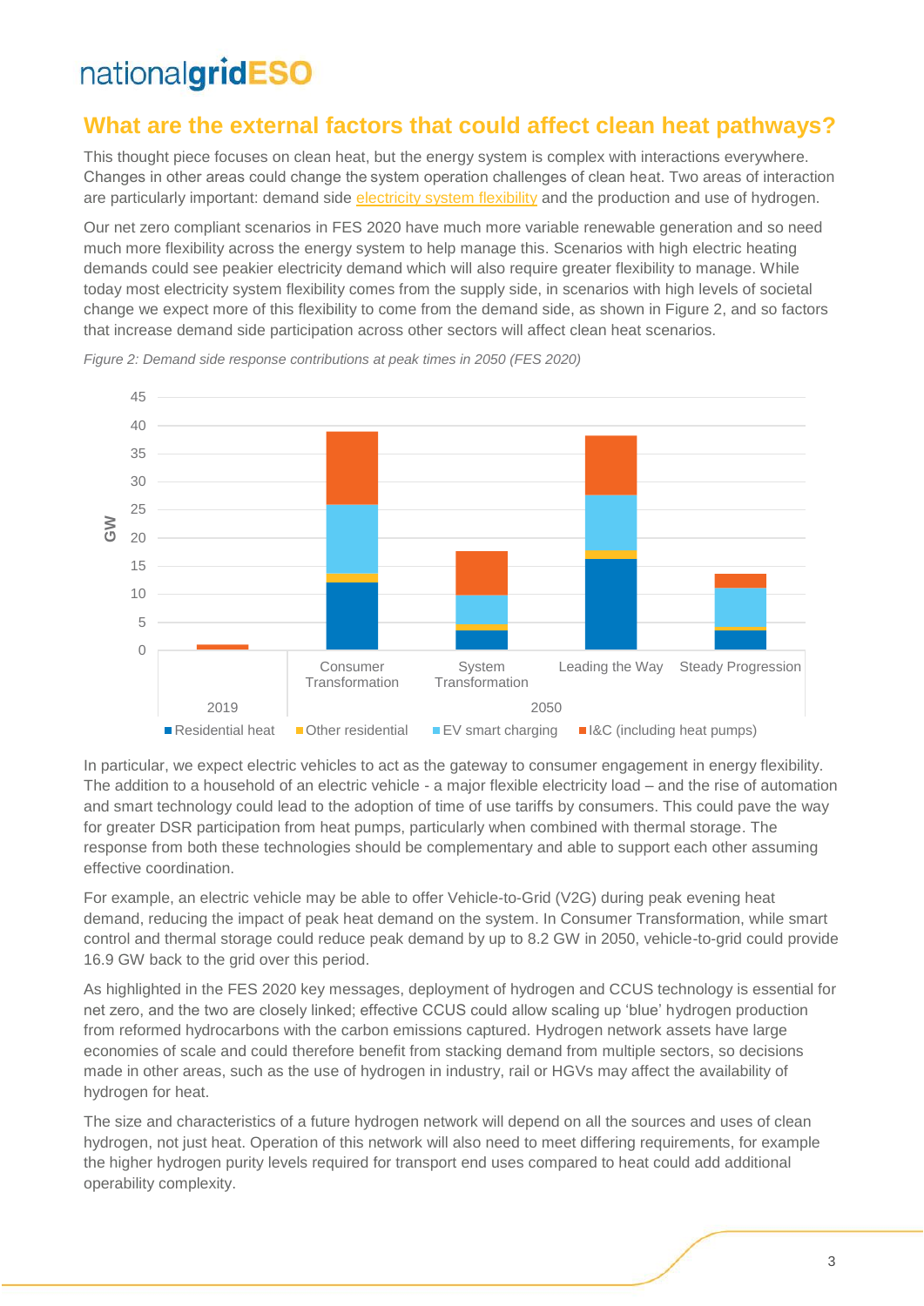## What are the external factors that could affect clean heat pathways?

This thought piece focuses on clean heat, but the energy system is complex with interactions everywhere. Changes in other areas could change the system operation challenges of clean heat. Two areas of interaction are particularly important: demand side electricity system flexibility and the production and use of hydrogen.

Our net zero compliant scenarios in FES 2020 have much more variable renewable generation and so need much more flexibility across the energy system to help manage this. Scenarios with high electric heating demands could see peakier electricity demand which will also require greater flexibility to manage. While today most electricity system flexibility comes from the supply side, in scenarios with high levels of societal change we expect more of this flexibility to come from the demand side, as shown in Figure 2, and so factors that increase demand side participation across other sectors will affect clean heat scenarios.

*Figure 2: Demand side response contributions at peak times in 2050 (FES 2020)*

In particular, we expect electric vehicles to act as the gateway to consumer engagement in energy flexibility. The addition to a household of an electric vehicle - a major flexible electricity load – and the rise of automation and smart technology could lead to the adoption of time of use tariffs by consumers. This could pave the way for greater DSR participation from heat pumps, particularly when combined with thermal storage. The response from both these technologies should be complementary and able to support each other assuming effective coordination.

For example, an electric vehicle may be able to offer Vehicle-to-Grid (V2G) during peak evening heat demand, reducing the impact of peak heat demand on the system. In Consumer Transformation, while smart control and thermal storage could reduce peak demand by up to 8.2 GW in 2050, vehicle-to-grid could provide 16.9 GW back to the grid over this period.

As highlighted in the FES 2020 key messages, deployment of hydrogen and CCUS technology is essential for net zero, and the two are closely linked; effective CCUS could allow scaling up 'blue' hydrogen production from reformed hydrocarbons with the carbon emissions captured. Hydrogen network assets have large economies of scale and could therefore benefit from stacking demand from multiple sectors, so decisions made in other areas, such as the use of hydrogen in industry, rail or HGVs may affect the availability of hydrogen for heat.

The size and characteristics of a future hydrogen network will depend on all the sources and uses of clean hydrogen, not just heat. Operation of this network will also need to meet differing requirements, for example the higher hydrogen purity levels required for transport end uses compared to heat could add additional operability complexity.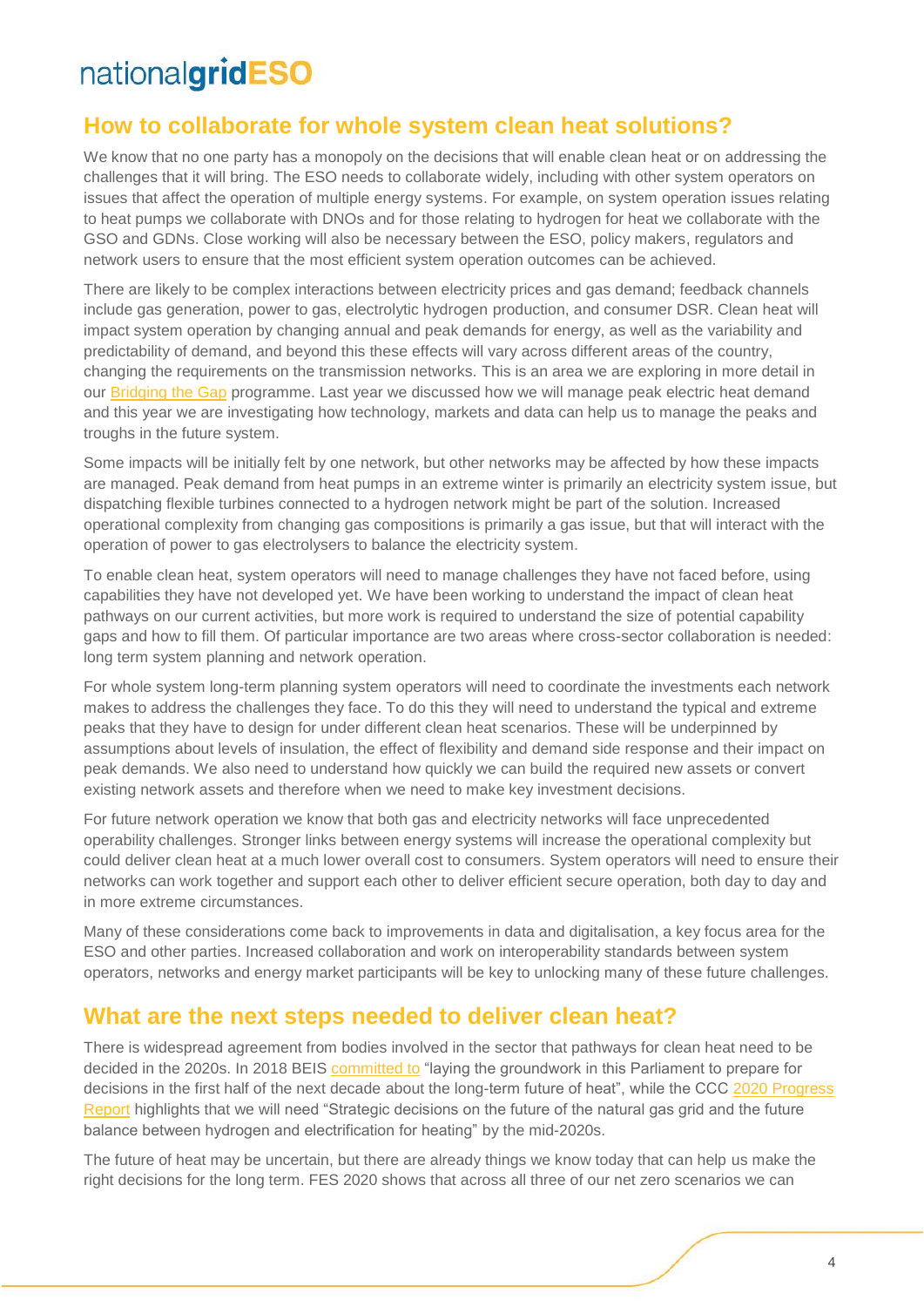## How to collaborate for whole system clean heat solutions?

We know that no one party has a monopoly on the decisions that will enable clean heat or on addressing the challenges that it will bring. The ESO needs to collaborate widely, including with other system operators on issues that affect the operation of multiple energy systems. For example, on system operation issues relating to heat pumps we collaborate with DNOs and for those relating to hydrogen for heat we collaborate with the GSO and GDNs. Close working will also be necessary between the ESO, policy makers, regulators and network users to ensure that the most efficient system operation outcomes can be achieved.

There are likely to be complex interactions between electricity prices and gas demand; feedback channels include gas generation, power to gas, electrolytic hydrogen production, and consumer DSR. Clean heat will impact system operation by changing annual and peak demands for energy, as well as the variability and predictability of demand, and beyond this these effects will vary across different areas of the country, changing the requirements on the transmission networks. This is an area we are exploring in more detail in our Bridging the Gap programme. Last year we discussed how we will manage peak electric heat demand and this year we are investigating how technology, markets and data can help us to manage the peaks and troughs in the future system.

Some impacts will be initially felt by one network, but other networks may be affected by how these impacts are managed. Peak demand from heat pumps in an extreme winter is primarily an electricity system issue, but dispatching flexible turbines connected to a hydrogen network might be part of the solution. Increased operational complexity from changing gas compositions is primarily a gas issue, but that will interact with the operation of power to gas electrolysers to balance the electricity system.

To enable clean heat, system operators will need to manage challenges they have not faced before, using capabilities they have not developed yet. We have been working to understand the impact of clean heat pathways on our current activities, but more work is required to understand the size of potential capability gaps and how to fill them. Of particular importance are two areas where cross-sector collaboration is needed: long term system planning and network operation.

For whole system long-term planning system operators will need to coordinate the investments each network makes to address the challenges they face. To do this they will need to understand the typical and extreme peaks that they have to design for under different clean heat scenarios. These will be underpinned by assumptions about levels of insulation, the effect of flexibility and demand side response and their impact on peak demands. We also need to understand how quickly we can build the required new assets or convert existing network assets and therefore when we need to make key investment decisions.

For future network operation we know that both gas and electricity networks will face unprecedented operability challenges. Stronger links between energy systems will increase the operational complexity but could deliver clean heat at a much lower overall cost to consumers. System operators will need to ensure their networks can work together and support each other to deliver efficient secure operation, both day to day and in more extreme circumstances.

Many of these considerations come back to improvements in data and digitalisation, a key focus area for the ESO and other parties. Increased collaboration and work on interoperability standards between system operators, networks and energy market participants will be key to unlocking many of these future challenges.

## What are the next steps needed to deliver clean heat?

There is widespread agreement from bodies involved in the sector that pathways for clean heat need to be decided in the 2020s. In 2018 BEIS committed to "laying the groundwork in this Parliament to prepare for decisions in the first half of the next decade about the long-term future of heat", while the CCC 2020 Progress Report highlights that we will need "Strategic decisions on the future of the natural gas grid and the future balance between hydrogen and electrification for heating" by the mid-2020s.

The future of heat may be uncertain, but there are already things we know today that can help us make the right decisions for the long term. FES 2020 shows that across all three of our net zero scenarios we can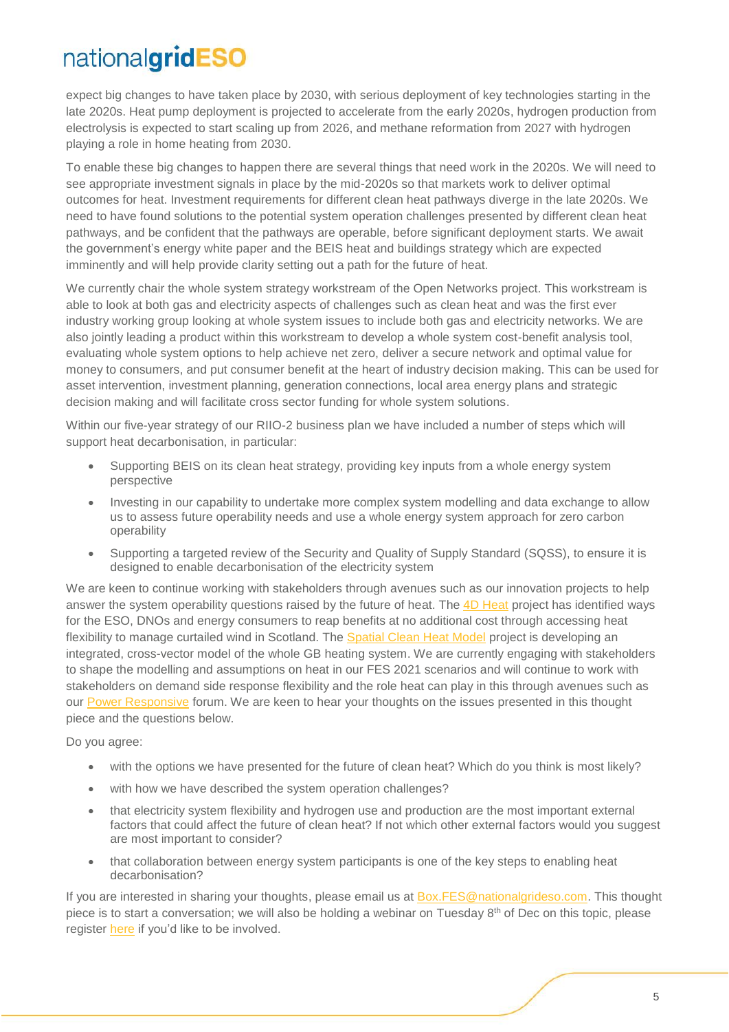expect big changes to have taken place by 2030, with serious deployment of key technologies starting in the late 2020s. Heat pump deployment is projected to accelerate from the early 2020s, hydrogen production from electrolysis is expected to start scaling up from 2026, and methane reformation from 2027 with hydrogen playing a role in home heating from 2030.

To enable these big changes to happen there are several things that need work in the 2020s. We will need to see appropriate investment signals in place by the mid-2020s so that markets work to deliver optimal outcomes for heat. Investment requirements for different clean heat pathways diverge in the late 2020s. We need to have found solutions to the potential system operation challenges presented by different clean heat pathways, and be confident that the pathways are operable, before significant deployment starts. We await the government's energy white paper and the BEIS heat and buildings strategy which are expected imminently and will help provide clarity setting out a path for the future of heat.

We currently chair the whole system strategy workstream of the Open Networks project. This workstream is able to look at both gas and electricity aspects of challenges such as clean heat and was the first ever industry working group looking at whole system issues to include both gas and electricity networks. We are also jointly leading a product within this workstream to develop a whole system cost-benefit analysis tool, evaluating whole system options to help achieve net zero, deliver a secure network and optimal value for money to consumers, and put consumer benefit at the heart of industry decision making. This can be used for asset intervention, investment planning, generation connections, local area energy plans and strategic decision making and will facilitate cross sector funding for whole system solutions.

Within our five-year strategy of our RIIO-2 business plan we have included a number of steps which will support heat decarbonisation, in particular:

- Supporting BEIS on its clean heat strategy, providing key inputs from a whole energy system perspective
- Investing in our capability to undertake more complex system modelling and data exchange to allow us to assess future operability needs and use a whole energy system approach for zero carbon operability
- Supporting a targeted review of the Security and Quality of Supply Standard (SQSS), to ensure it is designed to enable decarbonisation of the electricity system

We are keen to continue working with stakeholders through avenues such as our innovation projects to help answer the system operability questions raised by the future of heat. The 4D Heat project has identified ways for the ESO, DNOs and energy consumers to reap benefits at no additional cost through accessing heat flexibility to manage curtailed wind in Scotland. The Spatial Clean Heat Model project is developing an integrated, cross-vector model of the whole GB heating system. We are currently engaging with stakeholders to shape the modelling and assumptions on heat in our FES 2021 scenarios and will continue to work with stakeholders on demand side response flexibility and the role heat can play in this through avenues such as our Power Responsive forum. We are keen to hear your thoughts on the issues presented in this thought piece and the questions below.

Do you agree:

- with the options we have presented for the future of clean heat? Which do you think is most likely?
- with how we have described the system operation challenges?
- that electricity system flexibility and hydrogen use and production are the most important external factors that could affect the future of clean heat? If not which other external factors would you suggest are most important to consider?
- that collaboration between energy system participants is one of the key steps to enabling heat decarbonisation?

If you are interested in sharing your thoughts, please email us at Box.FES@nationalgrideso.com. This thought piece is to start a conversation; we will also be holding a webinar on Tuesday 8th of Dec on this topic, please register here if you'd like to be involved.